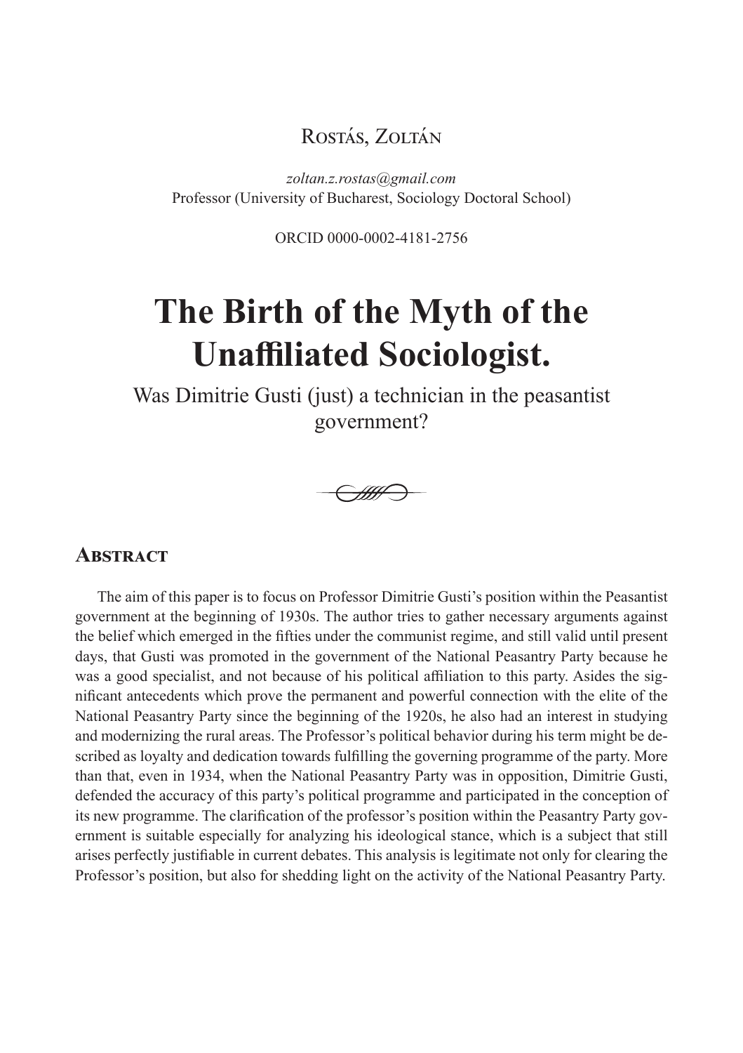Rostás, Zoltán

*zoltan.z.rostas@gmail.com*
Professor (University of Bucharest, Sociology Doctoral School)

ORCID 0000-0002-4181-2756

# The Birth of the Myth of the Unaffiliated Sociologist.

Was Dimitrie Gusti (just) a technician in the peasantist government?

## Abstract

The aim of this paper is to focus on Professor Dimitrie Gusti's position within the Peasantist government at the beginning of 1930s. The author tries to gather necessary arguments against the belief which emerged in the fifties under the communist regime, and still valid until present days, that Gusti was promoted in the government of the National Peasantry Party because he was a good specialist, and not because of his political affiliation to this party. Asides the significant antecedents which prove the permanent and powerful connection with the elite of the National Peasantry Party since the beginning of the 1920s, he also had an interest in studying and modernizing the rural areas. The Professor's political behavior during his term might be described as loyalty and dedication towards fulfilling the governing programme of the party. More than that, even in 1934, when the National Peasantry Party was in opposition, Dimitrie Gusti, defended the accuracy of this party's political programme and participated in the conception of its new programme. The clarification of the professor's position within the Peasantry Party government is suitable especially for analyzing his ideological stance, which is a subject that still arises perfectly justifiable in current debates. This analysis is legitimate not only for clearing the Professor's position, but also for shedding light on the activity of the National Peasantry Party.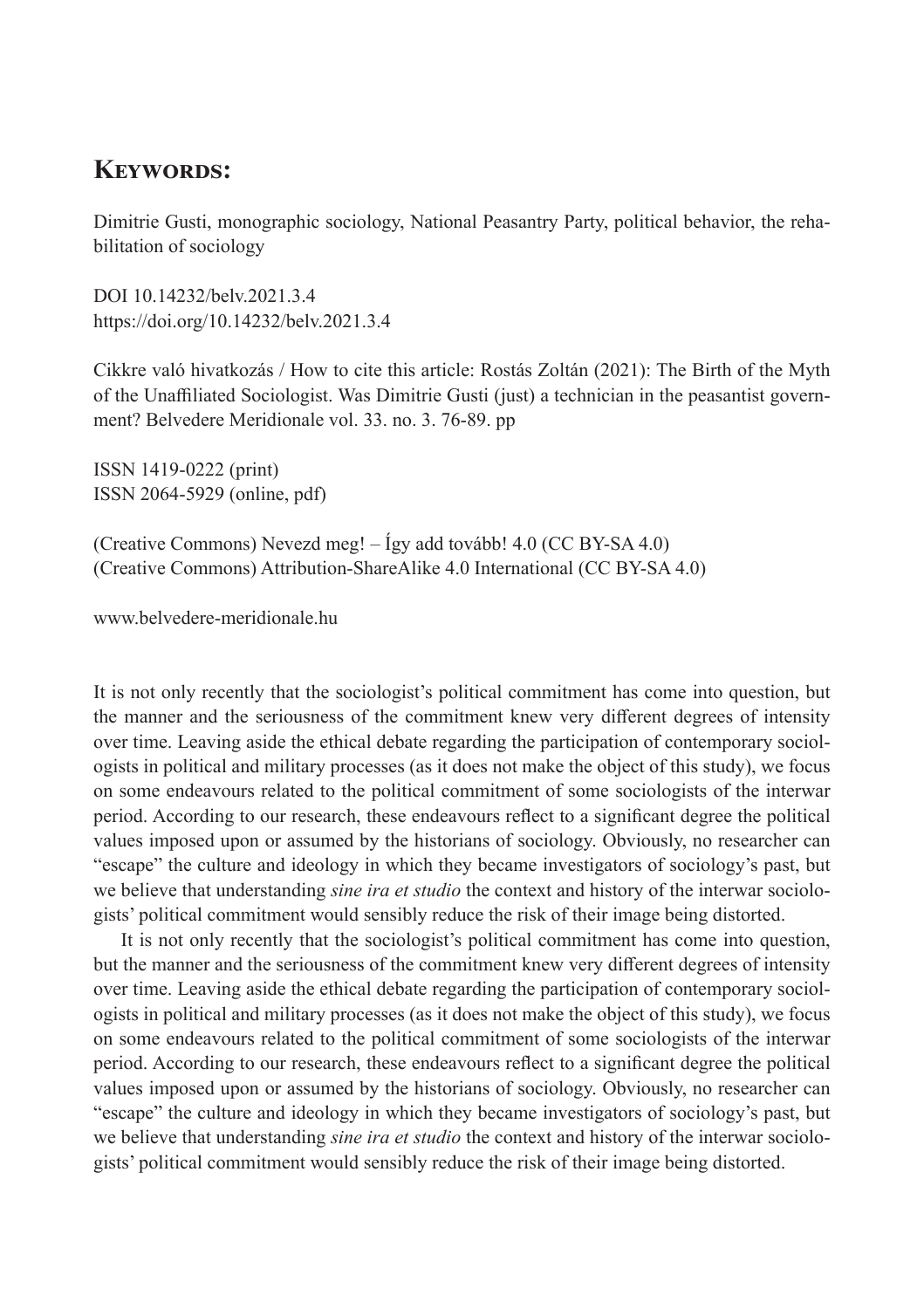## Keywords:

Dimitrie Gusti, monographic sociology, National Peasantry Party, political behavior, the rehabilitation of sociology

DOI 10.14232/belv.2021.3.4
https://doi.org/10.14232/belv.2021.3.4

Cikkre való hivatkozás / How to cite this article: Rostás Zoltán (2021): The Birth of the Myth of the Unaffiliated Sociologist. Was Dimitrie Gusti (just) a technician in the peasantist government? Belvedere Meridionale vol. 33. no. 3. 76-89. pp

ISSN 1419-0222 (print)
ISSN 2064-5929 (online, pdf)

(Creative Commons) Nevezd meg! – Így add tovább! 4.0 (CC BY-SA 4.0)
(Creative Commons) Attribution-ShareAlike 4.0 International (CC BY-SA 4.0)

www.belvedere-meridionale.hu

It is not only recently that the sociologist's political commitment has come into question, but the manner and the seriousness of the commitment knew very different degrees of intensity over time. Leaving aside the ethical debate regarding the participation of contemporary sociologists in political and military processes (as it does not make the object of this study), we focus on some endeavours related to the political commitment of some sociologists of the interwar period. According to our research, these endeavours reflect to a significant degree the political values imposed upon or assumed by the historians of sociology. Obviously, no researcher can "escape" the culture and ideology in which they became investigators of sociology's past, but we believe that understanding *sine ira et studio* the context and history of the interwar sociologists' political commitment would sensibly reduce the risk of their image being distorted.

It is not only recently that the sociologist's political commitment has come into question, but the manner and the seriousness of the commitment knew very different degrees of intensity over time. Leaving aside the ethical debate regarding the participation of contemporary sociologists in political and military processes (as it does not make the object of this study), we focus on some endeavours related to the political commitment of some sociologists of the interwar period. According to our research, these endeavours reflect to a significant degree the political values imposed upon or assumed by the historians of sociology. Obviously, no researcher can "escape" the culture and ideology in which they became investigators of sociology's past, but we believe that understanding *sine ira et studio* the context and history of the interwar sociologists' political commitment would sensibly reduce the risk of their image being distorted.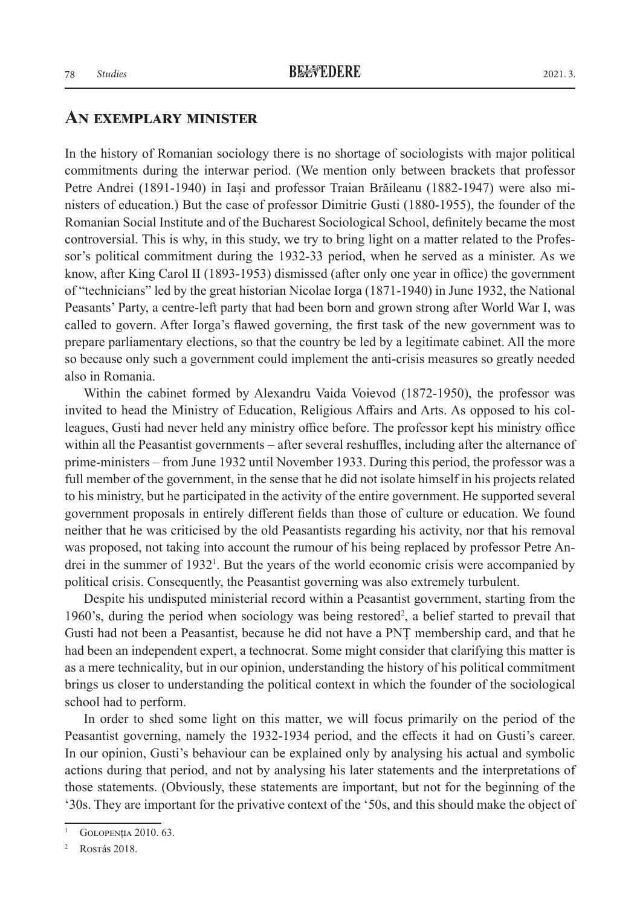## An exemplary minister

In the history of Romanian sociology there is no shortage of sociologists with major political commitments during the interwar period. (We mention only between brackets that professor Petre Andrei (1891-1940) in Iași and professor Traian Brăileanu (1882-1947) were also ministers of education.) But the case of professor Dimitrie Gusti (1880-1955), the founder of the Romanian Social Institute and of the Bucharest Sociological School, definitely became the most controversial. This is why, in this study, we try to bring light on a matter related to the Professor's political commitment during the 1932-33 period, when he served as a minister. As we know, after King Carol II (1893-1953) dismissed (after only one year in office) the government of "technicians" led by the great historian Nicolae Iorga (1871-1940) in June 1932, the National Peasants' Party, a centre-left party that had been born and grown strong after World War I, was called to govern. After Iorga's flawed governing, the first task of the new government was to prepare parliamentary elections, so that the country be led by a legitimate cabinet. All the more so because only such a government could implement the anti-crisis measures so greatly needed also in Romania.

Within the cabinet formed by Alexandru Vaida Voievod (1872-1950), the professor was invited to head the Ministry of Education, Religious Affairs and Arts. As opposed to his colleagues, Gusti had never held any ministry office before. The professor kept his ministry office within all the Peasantist governments – after several reshuffles, including after the alternance of prime-ministers – from June 1932 until November 1933. During this period, the professor was a full member of the government, in the sense that he did not isolate himself in his projects related to his ministry, but he participated in the activity of the entire government. He supported several government proposals in entirely different fields than those of culture or education. We found neither that he was criticised by the old Peasantists regarding his activity, nor that his removal was proposed, not taking into account the rumour of his being replaced by professor Petre Andrei in the summer of 1932[1]. But the years of the world economic crisis were accompanied by political crisis. Consequently, the Peasantist governing was also extremely turbulent.

Despite his undisputed ministerial record within a Peasantist government, starting from the 1960's, during the period when sociology was being restored[2], a belief started to prevail that Gusti had not been a Peasantist, because he did not have a PNȚ membership card, and that he had been an independent expert, a technocrat. Some might consider that clarifying this matter is as a mere technicality, but in our opinion, understanding the history of his political commitment brings us closer to understanding the political context in which the founder of the sociological school had to perform.

In order to shed some light on this matter, we will focus primarily on the period of the Peasantist governing, namely the 1932-1934 period, and the effects it had on Gusti's career. In our opinion, Gusti's behaviour can be explained only by analysing his actual and symbolic actions during that period, and not by analysing his later statements and the interpretations of those statements. (Obviously, these statements are important, but not for the beginning of the '30s. They are important for the privative context of the '50s, and this should make the object of

---

[1] Golopenția 2010. 63.

[2] Rostás 2018.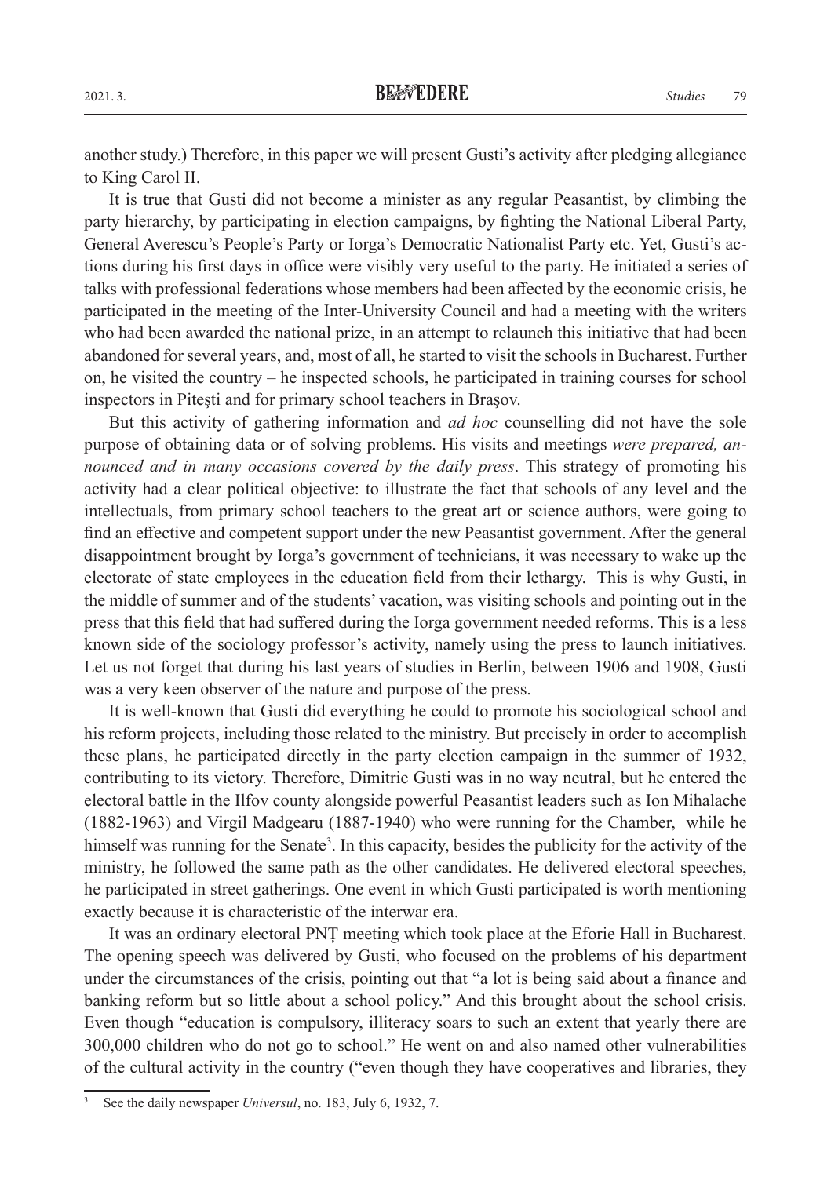another study.) Therefore, in this paper we will present Gusti's activity after pledging allegiance to King Carol II.

It is true that Gusti did not become a minister as any regular Peasantist, by climbing the party hierarchy, by participating in election campaigns, by fighting the National Liberal Party, General Averescu's People's Party or Iorga's Democratic Nationalist Party etc. Yet, Gusti's actions during his first days in office were visibly very useful to the party. He initiated a series of talks with professional federations whose members had been affected by the economic crisis, he participated in the meeting of the Inter-University Council and had a meeting with the writers who had been awarded the national prize, in an attempt to relaunch this initiative that had been abandoned for several years, and, most of all, he started to visit the schools in Bucharest. Further on, he visited the country – he inspected schools, he participated in training courses for school inspectors in Pitești and for primary school teachers in Brașov.

But this activity of gathering information and *ad hoc* counselling did not have the sole purpose of obtaining data or of solving problems. His visits and meetings *were prepared, announced and in many occasions covered by the daily press*. This strategy of promoting his activity had a clear political objective: to illustrate the fact that schools of any level and the intellectuals, from primary school teachers to the great art or science authors, were going to find an effective and competent support under the new Peasantist government. After the general disappointment brought by Iorga's government of technicians, it was necessary to wake up the electorate of state employees in the education field from their lethargy. This is why Gusti, in the middle of summer and of the students' vacation, was visiting schools and pointing out in the press that this field that had suffered during the Iorga government needed reforms. This is a less known side of the sociology professor's activity, namely using the press to launch initiatives. Let us not forget that during his last years of studies in Berlin, between 1906 and 1908, Gusti was a very keen observer of the nature and purpose of the press.

It is well-known that Gusti did everything he could to promote his sociological school and his reform projects, including those related to the ministry. But precisely in order to accomplish these plans, he participated directly in the party election campaign in the summer of 1932, contributing to its victory. Therefore, Dimitrie Gusti was in no way neutral, but he entered the electoral battle in the Ilfov county alongside powerful Peasantist leaders such as Ion Mihalache (1882-1963) and Virgil Madgearu (1887-1940) who were running for the Chamber, while he himself was running for the Senate[3]. In this capacity, besides the publicity for the activity of the ministry, he followed the same path as the other candidates. He delivered electoral speeches, he participated in street gatherings. One event in which Gusti participated is worth mentioning exactly because it is characteristic of the interwar era.

It was an ordinary electoral PNȚ meeting which took place at the Eforie Hall in Bucharest. The opening speech was delivered by Gusti, who focused on the problems of his department under the circumstances of the crisis, pointing out that "a lot is being said about a finance and banking reform but so little about a school policy." And this brought about the school crisis. Even though "education is compulsory, illiteracy soars to such an extent that yearly there are 300,000 children who do not go to school." He went on and also named other vulnerabilities of the cultural activity in the country ("even though they have cooperatives and libraries, they

---

[3] See the daily newspaper *Universul*, no. 183, July 6, 1932, 7.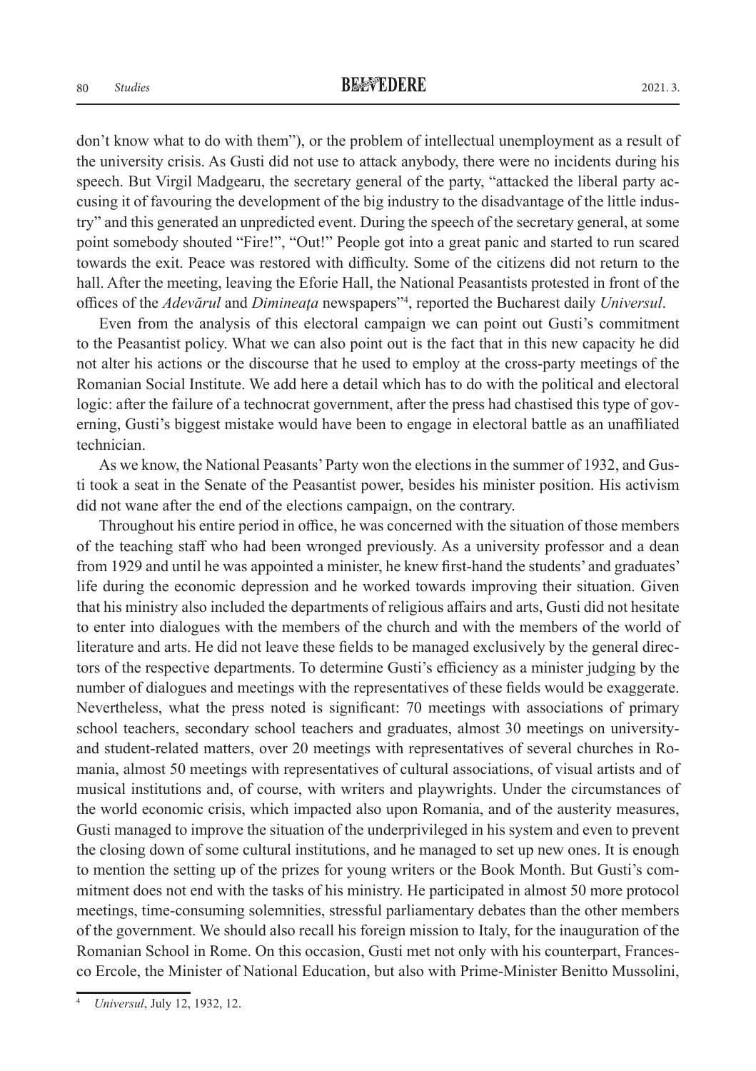don't know what to do with them"), or the problem of intellectual unemployment as a result of the university crisis. As Gusti did not use to attack anybody, there were no incidents during his speech. But Virgil Madgearu, the secretary general of the party, "attacked the liberal party accusing it of favouring the development of the big industry to the disadvantage of the little industry" and this generated an unpredicted event. During the speech of the secretary general, at some point somebody shouted "Fire!", "Out!" People got into a great panic and started to run scared towards the exit. Peace was restored with difficulty. Some of the citizens did not return to the hall. After the meeting, leaving the Eforie Hall, the National Peasantists protested in front of the offices of the *Adevărul* and *Dimineaţa* newspapers"[4], reported the Bucharest daily *Universul*.

Even from the analysis of this electoral campaign we can point out Gusti's commitment to the Peasantist policy. What we can also point out is the fact that in this new capacity he did not alter his actions or the discourse that he used to employ at the cross-party meetings of the Romanian Social Institute. We add here a detail which has to do with the political and electoral logic: after the failure of a technocrat government, after the press had chastised this type of governing, Gusti's biggest mistake would have been to engage in electoral battle as an unaffiliated technician.

As we know, the National Peasants' Party won the elections in the summer of 1932, and Gusti took a seat in the Senate of the Peasantist power, besides his minister position. His activism did not wane after the end of the elections campaign, on the contrary.

Throughout his entire period in office, he was concerned with the situation of those members of the teaching staff who had been wronged previously. As a university professor and a dean from 1929 and until he was appointed a minister, he knew first-hand the students' and graduates' life during the economic depression and he worked towards improving their situation. Given that his ministry also included the departments of religious affairs and arts, Gusti did not hesitate to enter into dialogues with the members of the church and with the members of the world of literature and arts. He did not leave these fields to be managed exclusively by the general directors of the respective departments. To determine Gusti's efficiency as a minister judging by the number of dialogues and meetings with the representatives of these fields would be exaggerate. Nevertheless, what the press noted is significant: 70 meetings with associations of primary school teachers, secondary school teachers and graduates, almost 30 meetings on university- and student-related matters, over 20 meetings with representatives of several churches in Romania, almost 50 meetings with representatives of cultural associations, of visual artists and of musical institutions and, of course, with writers and playwrights. Under the circumstances of the world economic crisis, which impacted also upon Romania, and of the austerity measures, Gusti managed to improve the situation of the underprivileged in his system and even to prevent the closing down of some cultural institutions, and he managed to set up new ones. It is enough to mention the setting up of the prizes for young writers or the Book Month. But Gusti's commitment does not end with the tasks of his ministry. He participated in almost 50 more protocol meetings, time-consuming solemnities, stressful parliamentary debates than the other members of the government. We should also recall his foreign mission to Italy, for the inauguration of the Romanian School in Rome. On this occasion, Gusti met not only with his counterpart, Francesco Ercole, the Minister of National Education, but also with Prime-Minister Benitto Mussolini,

[4] *Universul*, July 12, 1932, 12.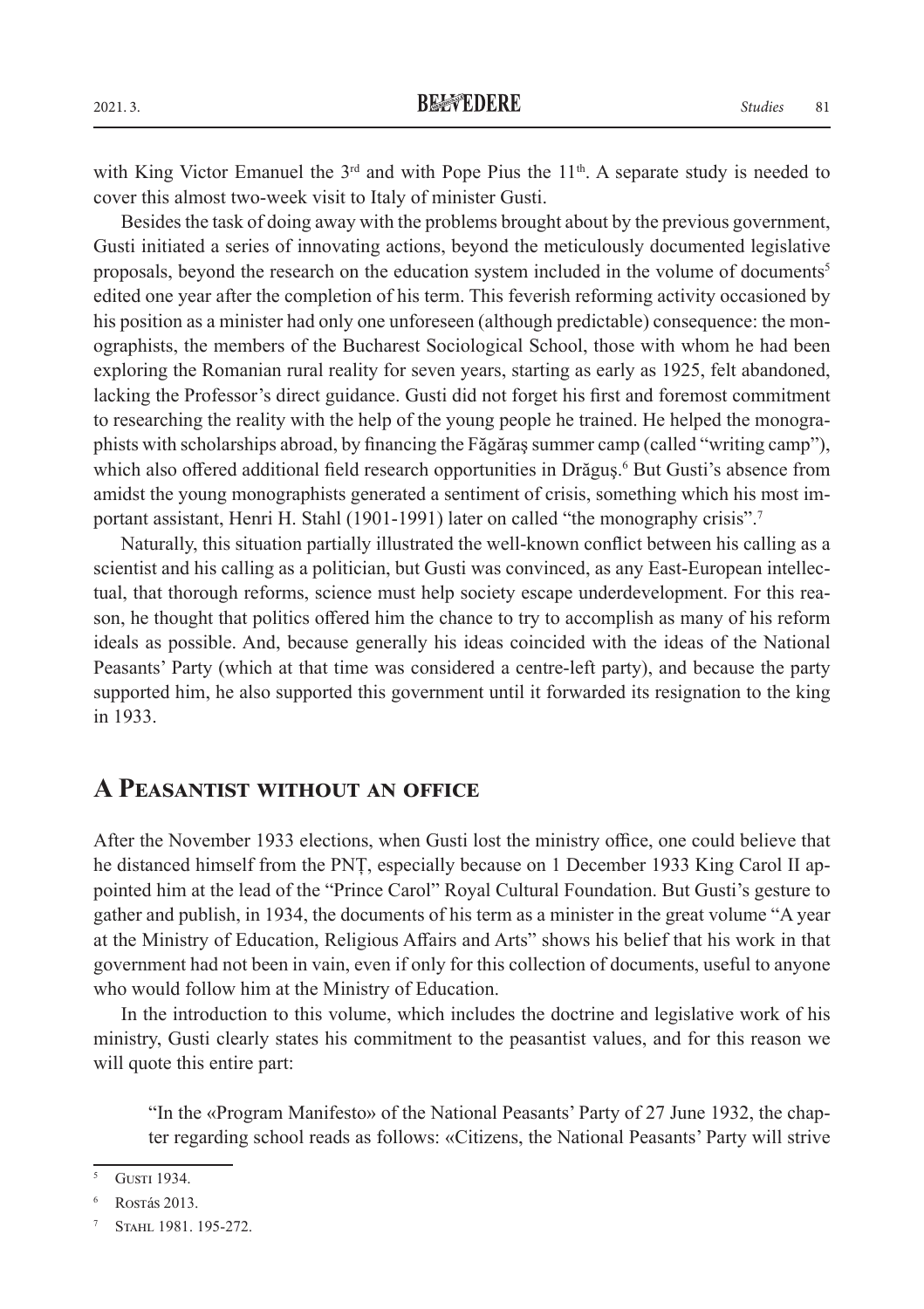with King Victor Emanuel the 3rd and with Pope Pius the 11th. A separate study is needed to cover this almost two-week visit to Italy of minister Gusti.

Besides the task of doing away with the problems brought about by the previous government, Gusti initiated a series of innovating actions, beyond the meticulously documented legislative proposals, beyond the research on the education system included in the volume of documents[5] edited one year after the completion of his term. This feverish reforming activity occasioned by his position as a minister had only one unforeseen (although predictable) consequence: the monographists, the members of the Bucharest Sociological School, those with whom he had been exploring the Romanian rural reality for seven years, starting as early as 1925, felt abandoned, lacking the Professor's direct guidance. Gusti did not forget his first and foremost commitment to researching the reality with the help of the young people he trained. He helped the monographists with scholarships abroad, by financing the Făgăraș summer camp (called "writing camp"), which also offered additional field research opportunities in Drăguș.[6] But Gusti's absence from amidst the young monographists generated a sentiment of crisis, something which his most important assistant, Henri H. Stahl (1901-1991) later on called "the monography crisis".[7]

Naturally, this situation partially illustrated the well-known conflict between his calling as a scientist and his calling as a politician, but Gusti was convinced, as any East-European intellectual, that thorough reforms, science must help society escape underdevelopment. For this reason, he thought that politics offered him the chance to try to accomplish as many of his reform ideals as possible. And, because generally his ideas coincided with the ideas of the National Peasants' Party (which at that time was considered a centre-left party), and because the party supported him, he also supported this government until it forwarded its resignation to the king in 1933.

## A Peasantist without an office

After the November 1933 elections, when Gusti lost the ministry office, one could believe that he distanced himself from the PNȚ, especially because on 1 December 1933 King Carol II appointed him at the lead of the "Prince Carol" Royal Cultural Foundation. But Gusti's gesture to gather and publish, in 1934, the documents of his term as a minister in the great volume "A year at the Ministry of Education, Religious Affairs and Arts" shows his belief that his work in that government had not been in vain, even if only for this collection of documents, useful to anyone who would follow him at the Ministry of Education.

In the introduction to this volume, which includes the doctrine and legislative work of his ministry, Gusti clearly states his commitment to the peasantist values, and for this reason we will quote this entire part:

> "In the «Program Manifesto» of the National Peasants' Party of 27 June 1932, the chapter regarding school reads as follows: «Citizens, the National Peasants' Party will strive

---

5 Gusti 1934.

6 Rostás 2013.

7 Stahl 1981. 195-272.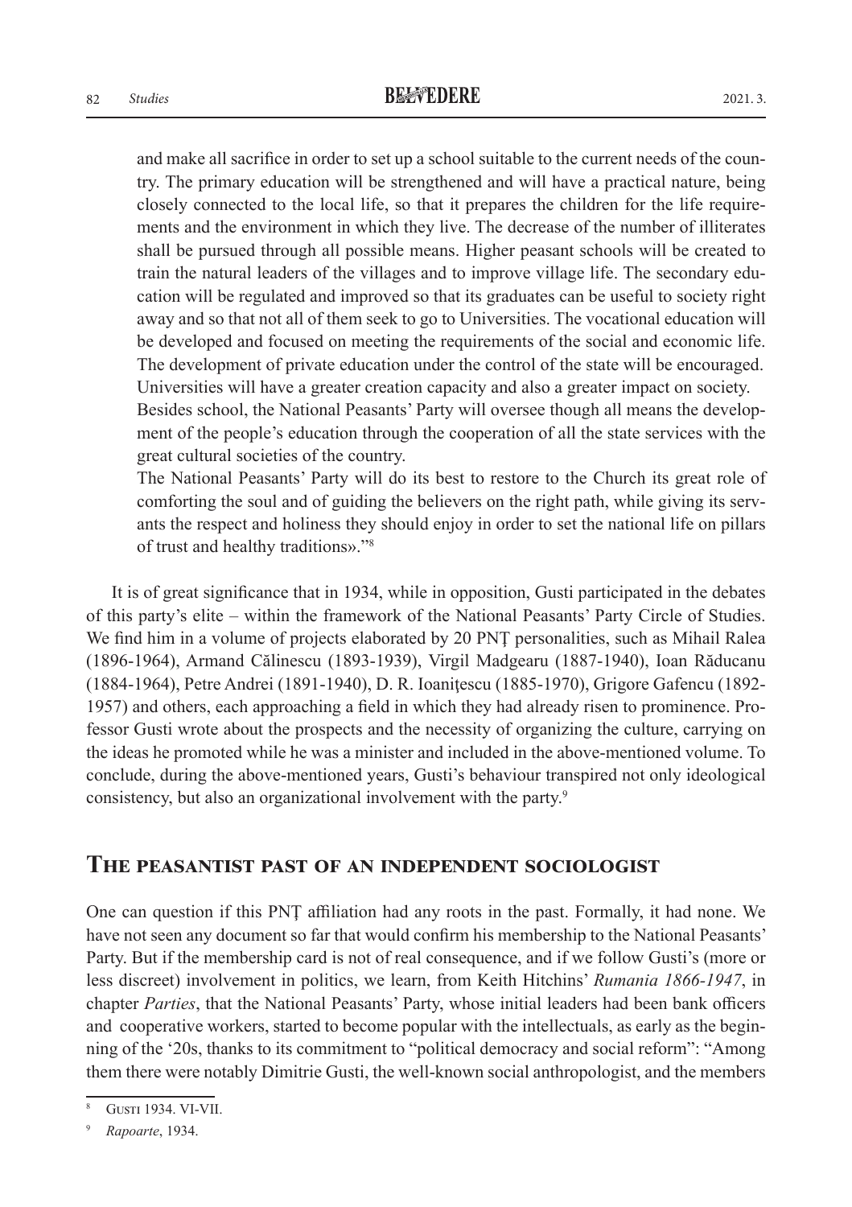and make all sacrifice in order to set up a school suitable to the current needs of the country. The primary education will be strengthened and will have a practical nature, being closely connected to the local life, so that it prepares the children for the life requirements and the environment in which they live. The decrease of the number of illiterates shall be pursued through all possible means. Higher peasant schools will be created to train the natural leaders of the villages and to improve village life. The secondary education will be regulated and improved so that its graduates can be useful to society right away and so that not all of them seek to go to Universities. The vocational education will be developed and focused on meeting the requirements of the social and economic life. The development of private education under the control of the state will be encouraged. Universities will have a greater creation capacity and also a greater impact on society.
Besides school, the National Peasants' Party will oversee though all means the development of the people's education through the cooperation of all the state services with the great cultural societies of the country.
The National Peasants' Party will do its best to restore to the Church its great role of comforting the soul and of guiding the believers on the right path, while giving its servants the respect and holiness they should enjoy in order to set the national life on pillars of trust and healthy traditions»."[8]

It is of great significance that in 1934, while in opposition, Gusti participated in the debates of this party's elite – within the framework of the National Peasants' Party Circle of Studies. We find him in a volume of projects elaborated by 20 PNȚ personalities, such as Mihail Ralea (1896-1964), Armand Călinescu (1893-1939), Virgil Madgearu (1887-1940), Ioan Răducanu (1884-1964), Petre Andrei (1891-1940), D. R. Ioanițescu (1885-1970), Grigore Gafencu (1892-1957) and others, each approaching a field in which they had already risen to prominence. Professor Gusti wrote about the prospects and the necessity of organizing the culture, carrying on the ideas he promoted while he was a minister and included in the above-mentioned volume. To conclude, during the above-mentioned years, Gusti's behaviour transpired not only ideological consistency, but also an organizational involvement with the party.[9]

## The peasantist past of an independent sociologist

One can question if this PNȚ affiliation had any roots in the past. Formally, it had none. We have not seen any document so far that would confirm his membership to the National Peasants' Party. But if the membership card is not of real consequence, and if we follow Gusti's (more or less discreet) involvement in politics, we learn, from Keith Hitchins' *Rumania 1866-1947*, in chapter *Parties*, that the National Peasants' Party, whose initial leaders had been bank officers and cooperative workers, started to become popular with the intellectuals, as early as the beginning of the '20s, thanks to its commitment to "political democracy and social reform": "Among them there were notably Dimitrie Gusti, the well-known social anthropologist, and the members

---

[8] Gusti 1934. VI-VII.

[9] *Rapoarte*, 1934.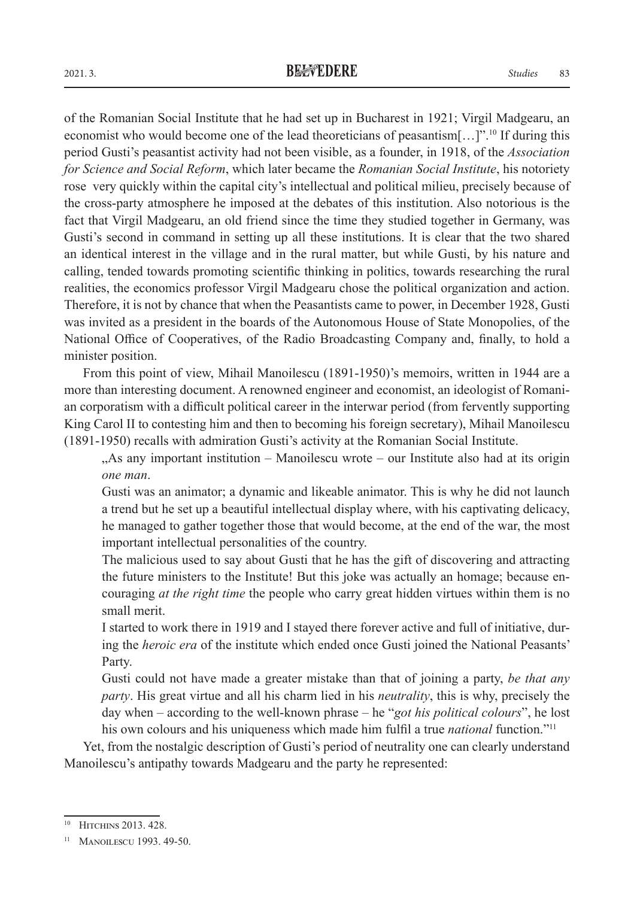of the Romanian Social Institute that he had set up in Bucharest in 1921; Virgil Madgearu, an economist who would become one of the lead theoreticians of peasantism[…]".[10] If during this period Gusti's peasantist activity had not been visible, as a founder, in 1918, of the *Association for Science and Social Reform*, which later became the *Romanian Social Institute*, his notoriety rose very quickly within the capital city's intellectual and political milieu, precisely because of the cross-party atmosphere he imposed at the debates of this institution. Also notorious is the fact that Virgil Madgearu, an old friend since the time they studied together in Germany, was Gusti's second in command in setting up all these institutions. It is clear that the two shared an identical interest in the village and in the rural matter, but while Gusti, by his nature and calling, tended towards promoting scientific thinking in politics, towards researching the rural realities, the economics professor Virgil Madgearu chose the political organization and action. Therefore, it is not by chance that when the Peasantists came to power, in December 1928, Gusti was invited as a president in the boards of the Autonomous House of State Monopolies, of the National Office of Cooperatives, of the Radio Broadcasting Company and, finally, to hold a minister position.

From this point of view, Mihail Manoilescu (1891-1950)'s memoirs, written in 1944 are a more than interesting document. A renowned engineer and economist, an ideologist of Romanian corporatism with a difficult political career in the interwar period (from fervently supporting King Carol II to contesting him and then to becoming his foreign secretary), Mihail Manoilescu (1891-1950) recalls with admiration Gusti's activity at the Romanian Social Institute.

> „As any important institution – Manoilescu wrote – our Institute also had at its origin *one man*.
>
> Gusti was an animator; a dynamic and likeable animator. This is why he did not launch a trend but he set up a beautiful intellectual display where, with his captivating delicacy, he managed to gather together those that would become, at the end of the war, the most important intellectual personalities of the country.
>
> The malicious used to say about Gusti that he has the gift of discovering and attracting the future ministers to the Institute! But this joke was actually an homage; because encouraging *at the right time* the people who carry great hidden virtues within them is no small merit.
>
> I started to work there in 1919 and I stayed there forever active and full of initiative, during the *heroic era* of the institute which ended once Gusti joined the National Peasants' Party.
>
> Gusti could not have made a greater mistake than that of joining a party, *be that any party*. His great virtue and all his charm lied in his *neutrality*, this is why, precisely the day when – according to the well-known phrase – he "*got his political colours*", he lost his own colours and his uniqueness which made him fulfil a true *national* function."[11]

Yet, from the nostalgic description of Gusti's period of neutrality one can clearly understand Manoilescu's antipathy towards Madgearu and the party he represented:

---

[10] Hitchins 2013. 428.

[11] Manoilescu 1993. 49-50.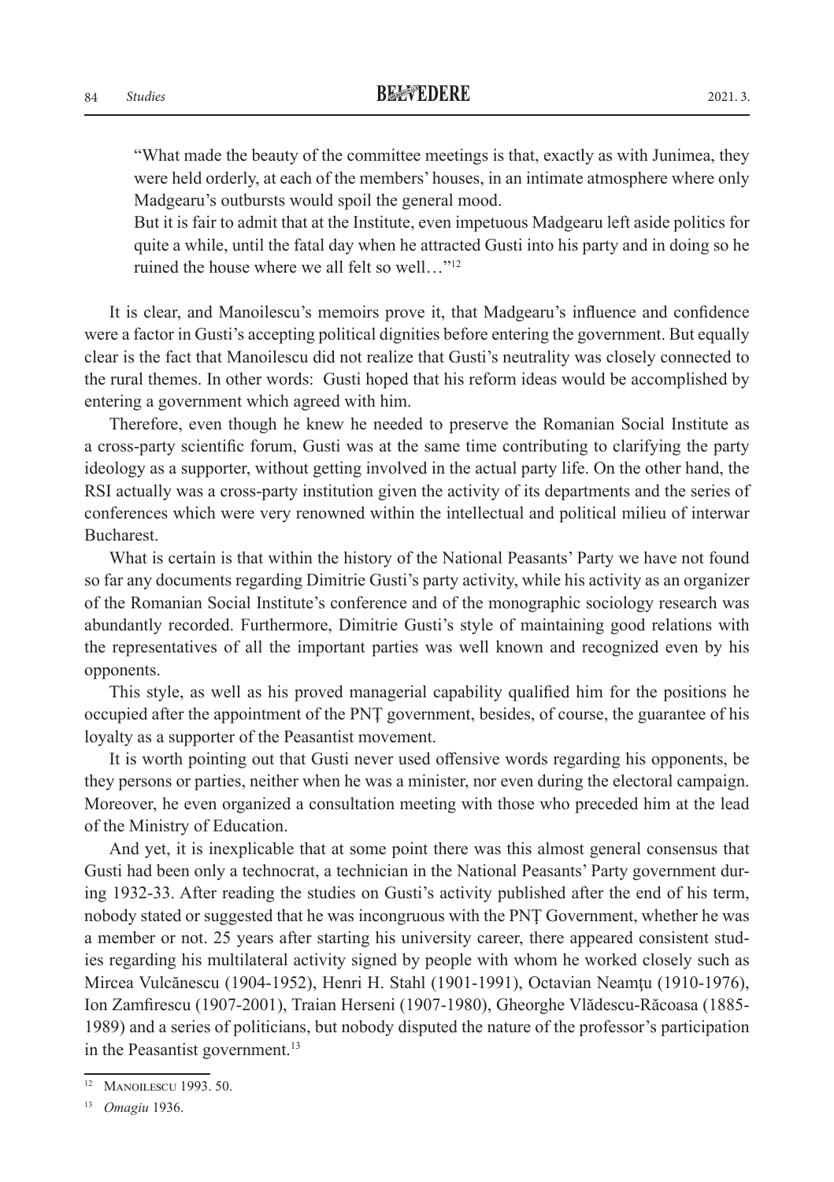> "What made the beauty of the committee meetings is that, exactly as with Junimea, they were held orderly, at each of the members' houses, in an intimate atmosphere where only Madgearu's outbursts would spoil the general mood.
>
> But it is fair to admit that at the Institute, even impetuous Madgearu left aside politics for quite a while, until the fatal day when he attracted Gusti into his party and in doing so he ruined the house where we all felt so well…"[12]

It is clear, and Manoilescu's memoirs prove it, that Madgearu's influence and confidence were a factor in Gusti's accepting political dignities before entering the government. But equally clear is the fact that Manoilescu did not realize that Gusti's neutrality was closely connected to the rural themes. In other words: Gusti hoped that his reform ideas would be accomplished by entering a government which agreed with him.

Therefore, even though he knew he needed to preserve the Romanian Social Institute as a cross-party scientific forum, Gusti was at the same time contributing to clarifying the party ideology as a supporter, without getting involved in the actual party life. On the other hand, the RSI actually was a cross-party institution given the activity of its departments and the series of conferences which were very renowned within the intellectual and political milieu of interwar Bucharest.

What is certain is that within the history of the National Peasants' Party we have not found so far any documents regarding Dimitrie Gusti's party activity, while his activity as an organizer of the Romanian Social Institute's conference and of the monographic sociology research was abundantly recorded. Furthermore, Dimitrie Gusti's style of maintaining good relations with the representatives of all the important parties was well known and recognized even by his opponents.

This style, as well as his proved managerial capability qualified him for the positions he occupied after the appointment of the PNŢ government, besides, of course, the guarantee of his loyalty as a supporter of the Peasantist movement.

It is worth pointing out that Gusti never used offensive words regarding his opponents, be they persons or parties, neither when he was a minister, nor even during the electoral campaign. Moreover, he even organized a consultation meeting with those who preceded him at the lead of the Ministry of Education.

And yet, it is inexplicable that at some point there was this almost general consensus that Gusti had been only a technocrat, a technician in the National Peasants' Party government during 1932-33. After reading the studies on Gusti's activity published after the end of his term, nobody stated or suggested that he was incongruous with the PNŢ Government, whether he was a member or not. 25 years after starting his university career, there appeared consistent studies regarding his multilateral activity signed by people with whom he worked closely such as Mircea Vulcănescu (1904-1952), Henri H. Stahl (1901-1991), Octavian Neamţu (1910-1976), Ion Zamfirescu (1907-2001), Traian Herseni (1907-1980), Gheorghe Vlădescu-Răcoasa (1885-1989) and a series of politicians, but nobody disputed the nature of the professor's participation in the Peasantist government.[13]

---

[12] Manoilescu 1993. 50.

[13] *Omagiu* 1936.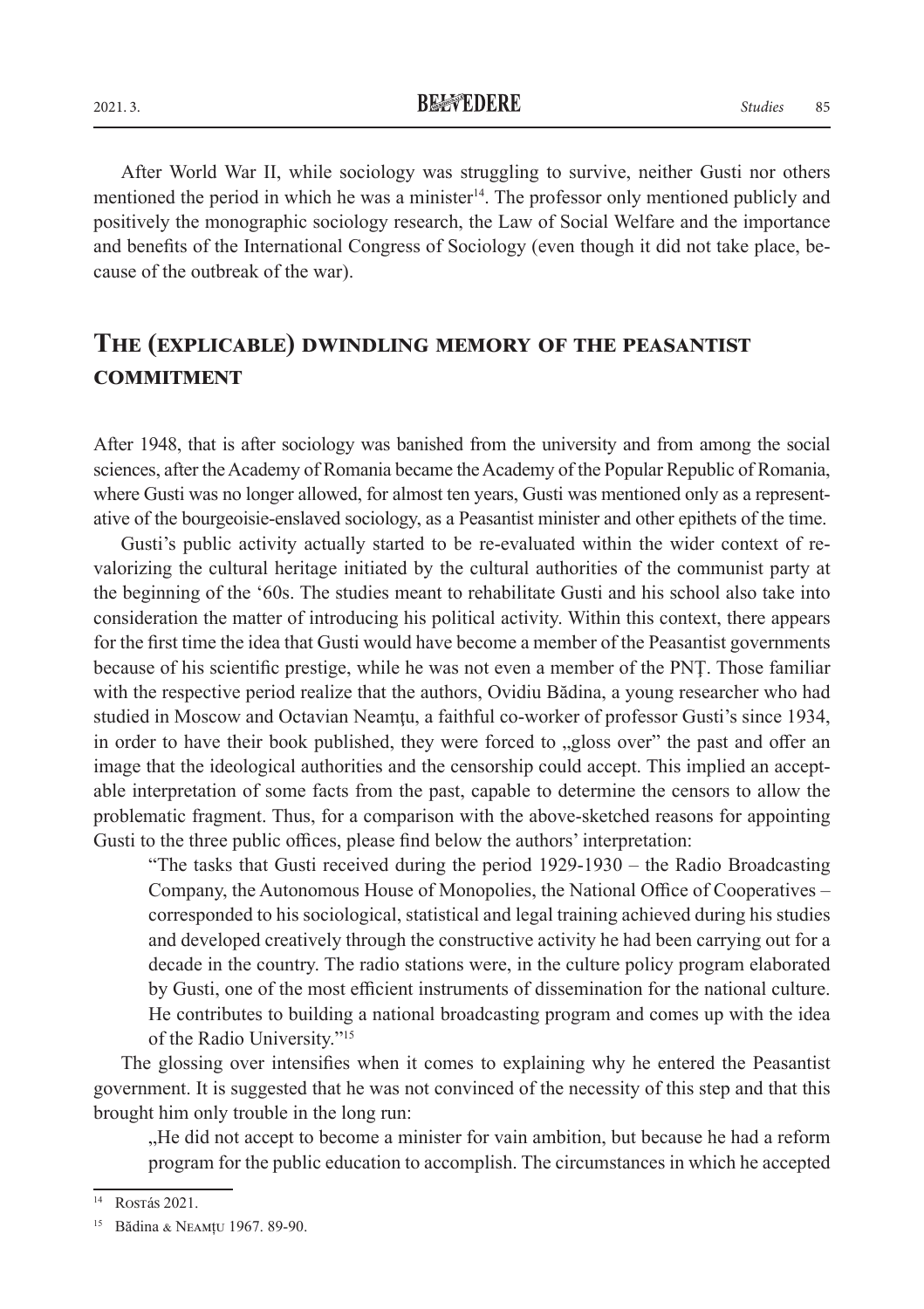After World War II, while sociology was struggling to survive, neither Gusti nor others mentioned the period in which he was a minister[14]. The professor only mentioned publicly and positively the monographic sociology research, the Law of Social Welfare and the importance and benefits of the International Congress of Sociology (even though it did not take place, because of the outbreak of the war).

## The (explicable) dwindling memory of the peasantist commitment

After 1948, that is after sociology was banished from the university and from among the social sciences, after the Academy of Romania became the Academy of the Popular Republic of Romania, where Gusti was no longer allowed, for almost ten years, Gusti was mentioned only as a representative of the bourgeoisie-enslaved sociology, as a Peasantist minister and other epithets of the time.

Gusti's public activity actually started to be re-evaluated within the wider context of revalorizing the cultural heritage initiated by the cultural authorities of the communist party at the beginning of the '60s. The studies meant to rehabilitate Gusti and his school also take into consideration the matter of introducing his political activity. Within this context, there appears for the first time the idea that Gusti would have become a member of the Peasantist governments because of his scientific prestige, while he was not even a member of the PNȚ. Those familiar with the respective period realize that the authors, Ovidiu Bădina, a young researcher who had studied in Moscow and Octavian Neamțu, a faithful co-worker of professor Gusti's since 1934, in order to have their book published, they were forced to „gloss over" the past and offer an image that the ideological authorities and the censorship could accept. This implied an acceptable interpretation of some facts from the past, capable to determine the censors to allow the problematic fragment. Thus, for a comparison with the above-sketched reasons for appointing Gusti to the three public offices, please find below the authors' interpretation:

> "The tasks that Gusti received during the period 1929-1930 – the Radio Broadcasting Company, the Autonomous House of Monopolies, the National Office of Cooperatives – corresponded to his sociological, statistical and legal training achieved during his studies and developed creatively through the constructive activity he had been carrying out for a decade in the country. The radio stations were, in the culture policy program elaborated by Gusti, one of the most efficient instruments of dissemination for the national culture. He contributes to building a national broadcasting program and comes up with the idea of the Radio University."[15]

The glossing over intensifies when it comes to explaining why he entered the Peasantist government. It is suggested that he was not convinced of the necessity of this step and that this brought him only trouble in the long run:

> „He did not accept to become a minister for vain ambition, but because he had a reform program for the public education to accomplish. The circumstances in which he accepted

---

[14] Rostás 2021.

[15] Bădina & Neamțu 1967. 89-90.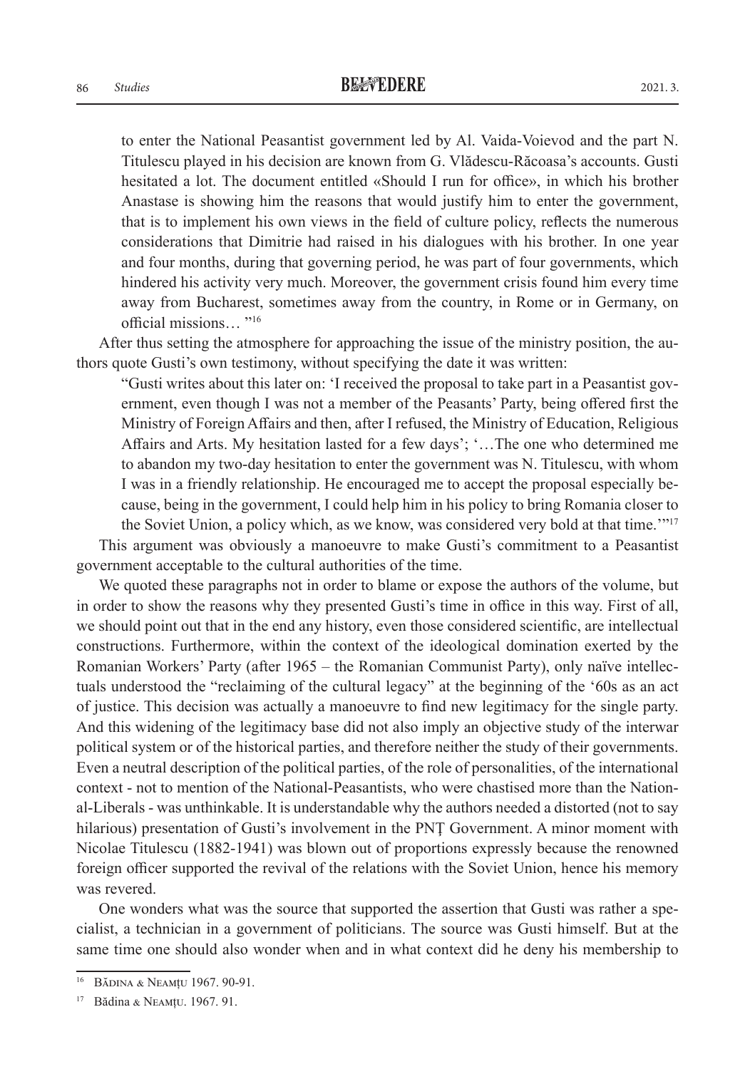to enter the National Peasantist government led by Al. Vaida-Voievod and the part N. Titulescu played in his decision are known from G. Vlădescu-Răcoasa's accounts. Gusti hesitated a lot. The document entitled «Should I run for office», in which his brother Anastase is showing him the reasons that would justify him to enter the government, that is to implement his own views in the field of culture policy, reflects the numerous considerations that Dimitrie had raised in his dialogues with his brother. In one year and four months, during that governing period, he was part of four governments, which hindered his activity very much. Moreover, the government crisis found him every time away from Bucharest, sometimes away from the country, in Rome or in Germany, on official missions… "[16]

After thus setting the atmosphere for approaching the issue of the ministry position, the authors quote Gusti's own testimony, without specifying the date it was written:

> "Gusti writes about this later on: 'I received the proposal to take part in a Peasantist government, even though I was not a member of the Peasants' Party, being offered first the Ministry of Foreign Affairs and then, after I refused, the Ministry of Education, Religious Affairs and Arts. My hesitation lasted for a few days'; '…The one who determined me to abandon my two-day hesitation to enter the government was N. Titulescu, with whom I was in a friendly relationship. He encouraged me to accept the proposal especially because, being in the government, I could help him in his policy to bring Romania closer to the Soviet Union, a policy which, as we know, was considered very bold at that time.'"[17]

This argument was obviously a manoeuvre to make Gusti's commitment to a Peasantist government acceptable to the cultural authorities of the time.

We quoted these paragraphs not in order to blame or expose the authors of the volume, but in order to show the reasons why they presented Gusti's time in office in this way. First of all, we should point out that in the end any history, even those considered scientific, are intellectual constructions. Furthermore, within the context of the ideological domination exerted by the Romanian Workers' Party (after 1965 – the Romanian Communist Party), only naïve intellectuals understood the "reclaiming of the cultural legacy" at the beginning of the '60s as an act of justice. This decision was actually a manoeuvre to find new legitimacy for the single party. And this widening of the legitimacy base did not also imply an objective study of the interwar political system or of the historical parties, and therefore neither the study of their governments. Even a neutral description of the political parties, of the role of personalities, of the international context - not to mention of the National-Peasantists, who were chastised more than the National-Liberals - was unthinkable. It is understandable why the authors needed a distorted (not to say hilarious) presentation of Gusti's involvement in the PNȚ Government. A minor moment with Nicolae Titulescu (1882-1941) was blown out of proportions expressly because the renowned foreign officer supported the revival of the relations with the Soviet Union, hence his memory was revered.

One wonders what was the source that supported the assertion that Gusti was rather a specialist, a technician in a government of politicians. The source was Gusti himself. But at the same time one should also wonder when and in what context did he deny his membership to

---

[16] Bădina & Neamțu 1967. 90-91.

[17] Bădina & Neamțu. 1967. 91.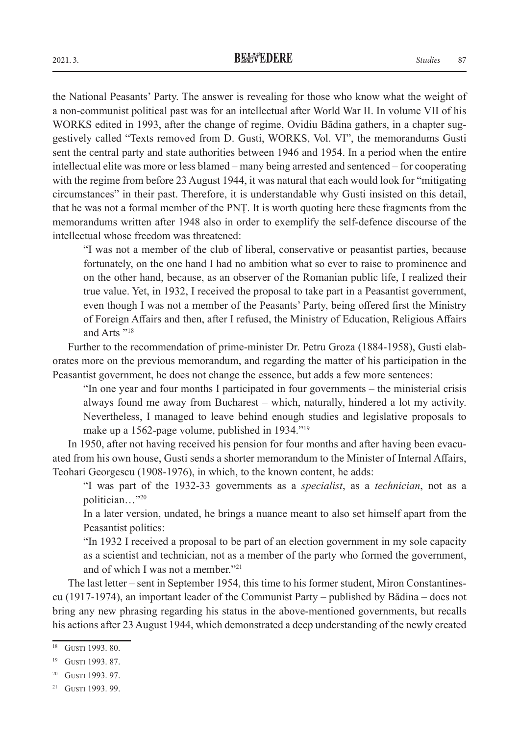the National Peasants' Party. The answer is revealing for those who know what the weight of a non-communist political past was for an intellectual after World War II. In volume VII of his WORKS edited in 1993, after the change of regime, Ovidiu Bădina gathers, in a chapter suggestively called "Texts removed from D. Gusti, WORKS, Vol. VI", the memorandums Gusti sent the central party and state authorities between 1946 and 1954. In a period when the entire intellectual elite was more or less blamed – many being arrested and sentenced – for cooperating with the regime from before 23 August 1944, it was natural that each would look for "mitigating circumstances" in their past. Therefore, it is understandable why Gusti insisted on this detail, that he was not a formal member of the PNȚ. It is worth quoting here these fragments from the memorandums written after 1948 also in order to exemplify the self-defence discourse of the intellectual whose freedom was threatened:

> "I was not a member of the club of liberal, conservative or peasantist parties, because fortunately, on the one hand I had no ambition what so ever to raise to prominence and on the other hand, because, as an observer of the Romanian public life, I realized their true value. Yet, in 1932, I received the proposal to take part in a Peasantist government, even though I was not a member of the Peasants' Party, being offered first the Ministry of Foreign Affairs and then, after I refused, the Ministry of Education, Religious Affairs and Arts "[18]

Further to the recommendation of prime-minister Dr. Petru Groza (1884-1958), Gusti elaborates more on the previous memorandum, and regarding the matter of his participation in the Peasantist government, he does not change the essence, but adds a few more sentences:

> "In one year and four months I participated in four governments – the ministerial crisis always found me away from Bucharest – which, naturally, hindered a lot my activity. Nevertheless, I managed to leave behind enough studies and legislative proposals to make up a 1562-page volume, published in 1934."[19]

In 1950, after not having received his pension for four months and after having been evacuated from his own house, Gusti sends a shorter memorandum to the Minister of Internal Affairs, Teohari Georgescu (1908-1976), in which, to the known content, he adds:

> "I was part of the 1932-33 governments as a *specialist*, as a *technician*, not as a politician…"[20]
>
> In a later version, undated, he brings a nuance meant to also set himself apart from the Peasantist politics:
>
> "In 1932 I received a proposal to be part of an election government in my sole capacity as a scientist and technician, not as a member of the party who formed the government, and of which I was not a member."[21]

The last letter – sent in September 1954, this time to his former student, Miron Constantinescu (1917-1974), an important leader of the Communist Party – published by Bădina – does not bring any new phrasing regarding his status in the above-mentioned governments, but recalls his actions after 23 August 1944, which demonstrated a deep understanding of the newly created

---

[18] Gusti 1993. 80.

[19] Gusti 1993. 87.

[20] Gusti 1993. 97.

[21] Gusti 1993. 99.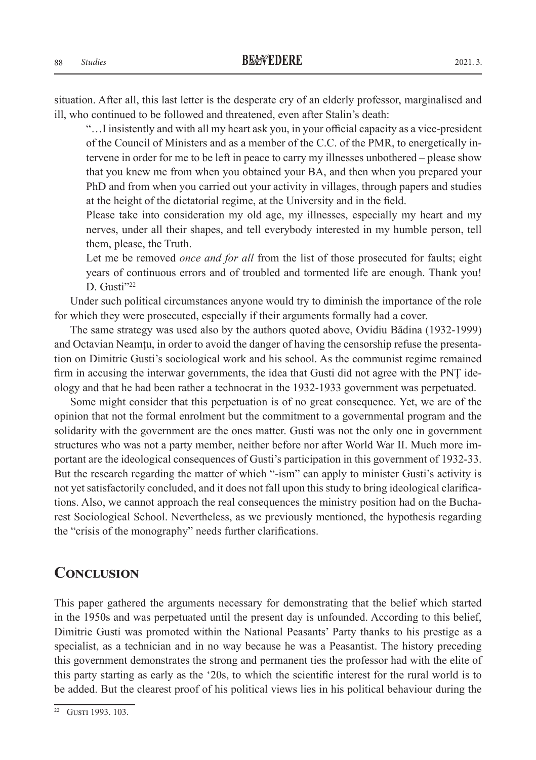situation. After all, this last letter is the desperate cry of an elderly professor, marginalised and ill, who continued to be followed and threatened, even after Stalin's death:

> "…I insistently and with all my heart ask you, in your official capacity as a vice-president of the Council of Ministers and as a member of the C.C. of the PMR, to energetically intervene in order for me to be left in peace to carry my illnesses unbothered – please show that you knew me from when you obtained your BA, and then when you prepared your PhD and from when you carried out your activity in villages, through papers and studies at the height of the dictatorial regime, at the University and in the field.
>
> Please take into consideration my old age, my illnesses, especially my heart and my nerves, under all their shapes, and tell everybody interested in my humble person, tell them, please, the Truth.
>
> Let me be removed *once and for all* from the list of those prosecuted for faults; eight years of continuous errors and of troubled and tormented life are enough. Thank you!
> D. Gusti"[22]

Under such political circumstances anyone would try to diminish the importance of the role for which they were prosecuted, especially if their arguments formally had a cover.

The same strategy was used also by the authors quoted above, Ovidiu Bădina (1932-1999) and Octavian Neamțu, in order to avoid the danger of having the censorship refuse the presentation on Dimitrie Gusti's sociological work and his school. As the communist regime remained firm in accusing the interwar governments, the idea that Gusti did not agree with the PNȚ ideology and that he had been rather a technocrat in the 1932-1933 government was perpetuated.

Some might consider that this perpetuation is of no great consequence. Yet, we are of the opinion that not the formal enrolment but the commitment to a governmental program and the solidarity with the government are the ones matter. Gusti was not the only one in government structures who was not a party member, neither before nor after World War II. Much more important are the ideological consequences of Gusti's participation in this government of 1932-33. But the research regarding the matter of which "-ism" can apply to minister Gusti's activity is not yet satisfactorily concluded, and it does not fall upon this study to bring ideological clarifications. Also, we cannot approach the real consequences the ministry position had on the Bucharest Sociological School. Nevertheless, as we previously mentioned, the hypothesis regarding the "crisis of the monography" needs further clarifications.

## Conclusion

This paper gathered the arguments necessary for demonstrating that the belief which started in the 1950s and was perpetuated until the present day is unfounded. According to this belief, Dimitrie Gusti was promoted within the National Peasants' Party thanks to his prestige as a specialist, as a technician and in no way because he was a Peasantist. The history preceding this government demonstrates the strong and permanent ties the professor had with the elite of this party starting as early as the '20s, to which the scientific interest for the rural world is to be added. But the clearest proof of his political views lies in his political behaviour during the

[22] Gusti 1993. 103.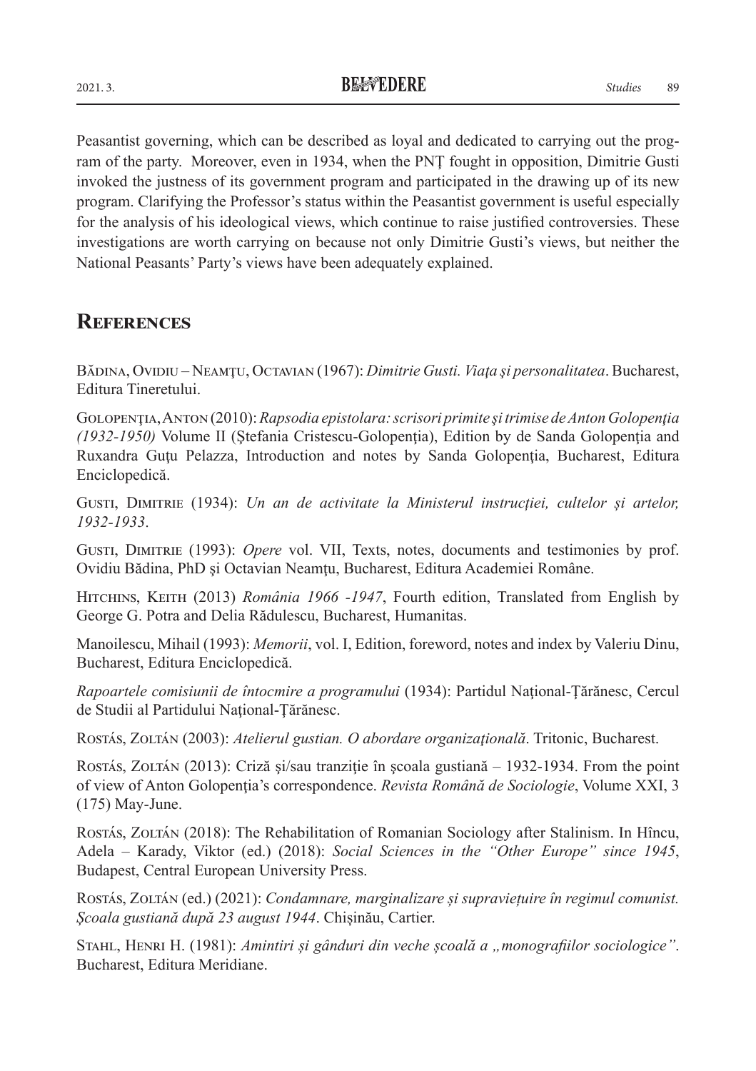Peasantist governing, which can be described as loyal and dedicated to carrying out the program of the party. Moreover, even in 1934, when the PNŢ fought in opposition, Dimitrie Gusti invoked the justness of its government program and participated in the drawing up of its new program. Clarifying the Professor's status within the Peasantist government is useful especially for the analysis of his ideological views, which continue to raise justified controversies. These investigations are worth carrying on because not only Dimitrie Gusti's views, but neither the National Peasants' Party's views have been adequately explained.

## References

Bădina, Ovidiu – Neamţu, Octavian (1967): *Dimitrie Gusti. Viaţa şi personalitatea*. Bucharest, Editura Tineretului.

Golopenţia, Anton (2010): *Rapsodia epistolara: scrisori primite şi trimise de Anton Golopenţia (1932-1950)* Volume II (Ştefania Cristescu-Golopenţia), Edition by de Sanda Golopenţia and Ruxandra Guţu Pelazza, Introduction and notes by Sanda Golopenţia, Bucharest, Editura Enciclopedică.

Gusti, Dimitrie (1934): *Un an de activitate la Ministerul instrucției, cultelor și artelor, 1932-1933*.

Gusti, Dimitrie (1993): *Opere* vol. VII, Texts, notes, documents and testimonies by prof. Ovidiu Bădina, PhD şi Octavian Neamţu, Bucharest, Editura Academiei Române.

Hitchins, Keith (2013) *România 1966 -1947*, Fourth edition, Translated from English by George G. Potra and Delia Rădulescu, Bucharest, Humanitas.

Manoilescu, Mihail (1993): *Memorii*, vol. I, Edition, foreword, notes and index by Valeriu Dinu, Bucharest, Editura Enciclopedică.

*Rapoartele comisiunii de întocmire a programului* (1934): Partidul Naţional-Ţărănesc, Cercul de Studii al Partidului Naţional-Ţărănesc.

Rostás, Zoltán (2003): *Atelierul gustian. O abordare organizaţională*. Tritonic, Bucharest.

Rostás, Zoltán (2013): Criză şi/sau tranziţie în şcoala gustiană – 1932-1934. From the point of view of Anton Golopenţia's correspondence. *Revista Română de Sociologie*, Volume XXI, 3 (175) May-June.

Rostás, Zoltán (2018): The Rehabilitation of Romanian Sociology after Stalinism. In Hîncu, Adela – Karady, Viktor (ed.) (2018): *Social Sciences in the "Other Europe" since 1945*, Budapest, Central European University Press.

Rostás, Zoltán (ed.) (2021): *Condamnare, marginalizare și supraviețuire în regimul comunist. Școala gustiană după 23 august 1944*. Chișinău, Cartier.

Stahl, Henri H. (1981): *Amintiri și gânduri din veche școală a „monografiilor sociologice"*. Bucharest, Editura Meridiane.